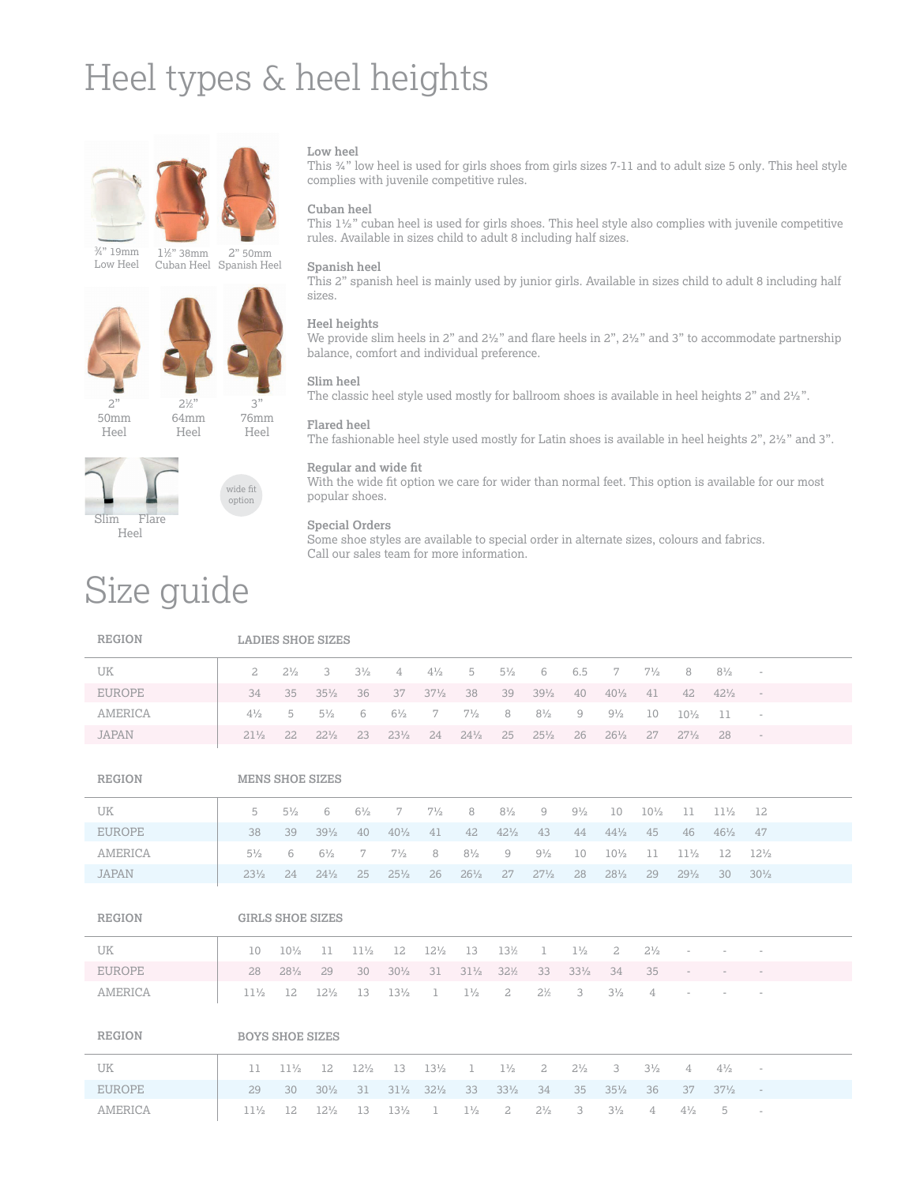# Heel types & heel heights

¾" 19mm Low Heel

1½" 38mm Cuban Heel

2" 50mm Spanish Heel

2" 50mm Heel

2½" 64mm Heel

3" 76mm Heel

Slim Flare Heel

wide fit option

**Low heel**
This ¾" low heel is used for girls shoes from girls sizes 7-11 and to adult size 5 only. This heel style complies with juvenile competitive rules.

**Cuban heel**
This 1½" cuban heel is used for girls shoes. This heel style also complies with juvenile competitive rules. Available in sizes child to adult 8 including half sizes.

**Spanish heel**
This 2" spanish heel is mainly used by junior girls. Available in sizes child to adult 8 including half sizes.

**Heel heights**
We provide slim heels in 2" and 2½" and flare heels in 2", 2½" and 3" to accommodate partnership balance, comfort and individual preference.

**Slim heel**
The classic heel style used mostly for ballroom shoes is available in heel heights 2" and 2½".

**Flared heel**
The fashionable heel style used mostly for Latin shoes is available in heel heights 2", 2½" and 3".

**Regular and wide fit**
With the wide fit option we care for wider than normal feet. This option is available for our most popular shoes.

**Special Orders**
Some shoe styles are available to special order in alternate sizes, colours and fabrics.
Call our sales team for more information.

# Size guide

| REGION | LADIES SHOE SIZES | | | | | | | | | | | | | | |
|---|---|---|---|---|---|---|---|---|---|---|---|---|---|---|---|
| UK | 2 | 2½ | 3 | 3½ | 4 | 4½ | 5 | 5½ | 6 | 6.5 | 7 | 7½ | 8 | 8½ | - |
| EUROPE | 34 | 35 | 35½ | 36 | 37 | 37½ | 38 | 39 | 39½ | 40 | 40½ | 41 | 42 | 42½ | - |
| AMERICA | 4½ | 5 | 5½ | 6 | 6½ | 7 | 7½ | 8 | 8½ | 9 | 9½ | 10 | 10½ | 11 | - |
| JAPAN | 21½ | 22 | 22½ | 23 | 23½ | 24 | 24½ | 25 | 25½ | 26 | 26½ | 27 | 27½ | 28 | - |

| REGION | MENS SHOE SIZES | | | | | | | | | | | | | | |
|---|---|---|---|---|---|---|---|---|---|---|---|---|---|---|---|
| UK | 5 | 5½ | 6 | 6½ | 7 | 7½ | 8 | 8½ | 9 | 9½ | 10 | 10½ | 11 | 11½ | 12 |
| EUROPE | 38 | 39 | 39½ | 40 | 40½ | 41 | 42 | 42½ | 43 | 44 | 44½ | 45 | 46 | 46½ | 47 |
| AMERICA | 5½ | 6 | 6½ | 7 | 7½ | 8 | 8½ | 9 | 9½ | 10 | 10½ | 11 | 11½ | 12 | 12½ |
| JAPAN | 23½ | 24 | 24½ | 25 | 25½ | 26 | 26½ | 27 | 27½ | 28 | 28½ | 29 | 29½ | 30 | 30½ |

| REGION | GIRLS SHOE SIZES | | | | | | | | | | | | | | |
|---|---|---|---|---|---|---|---|---|---|---|---|---|---|---|---|
| UK | 10 | 10½ | 11 | 11½ | 12 | 12½ | 13 | 13½ | 1 | 1½ | 2 | 2½ | - | - | - |
| EUROPE | 28 | 28½ | 29 | 30 | 30½ | 31 | 31½ | 32½ | 33 | 33½ | 34 | 35 | - | - | - |
| AMERICA | 11½ | 12 | 12½ | 13 | 13½ | 1 | 1½ | 2 | 2½ | 3 | 3½ | 4 | - | - | - |

| REGION | BOYS SHOE SIZES | | | | | | | | | | | | | | |
|---|---|---|---|---|---|---|---|---|---|---|---|---|---|---|---|
| UK | 11 | 11½ | 12 | 12½ | 13 | 13½ | 1 | 1½ | 2 | 2½ | 3 | 3½ | 4 | 4½ | - |
| EUROPE | 29 | 30 | 30½ | 31 | 31½ | 32½ | 33 | 33½ | 34 | 35 | 35½ | 36 | 37 | 37½ | - |
| AMERICA | 11½ | 12 | 12½ | 13 | 13½ | 1 | 1½ | 2 | 2½ | 3 | 3½ | 4 | 4½ | 5 | - |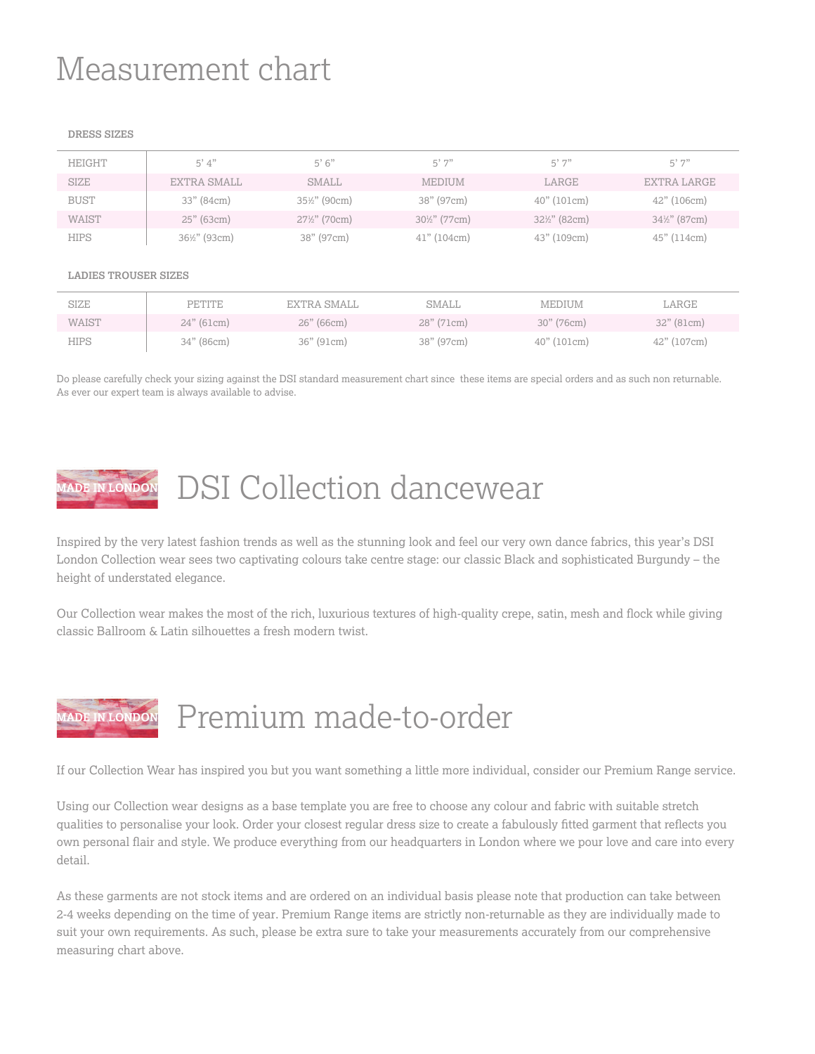# Measurement chart

**DRESS SIZES**

| HEIGHT | 5' 4" | 5' 6" | 5' 7" | 5' 7" | 5' 7" |
|---|---|---|---|---|---|
| SIZE | EXTRA SMALL | SMALL | MEDIUM | LARGE | EXTRA LARGE |
| BUST | 33" (84cm) | 35½" (90cm) | 38" (97cm) | 40" (101cm) | 42" (106cm) |
| WAIST | 25" (63cm) | 27½" (70cm) | 30½" (77cm) | 32½" (82cm) | 34½" (87cm) |
| HIPS | 36½" (93cm) | 38" (97cm) | 41" (104cm) | 43" (109cm) | 45" (114cm) |

**LADIES TROUSER SIZES**

| SIZE | PETITE | EXTRA SMALL | SMALL | MEDIUM | LARGE |
|---|---|---|---|---|---|
| WAIST | 24" (61cm) | 26" (66cm) | 28" (71cm) | 30" (76cm) | 32" (81cm) |
| HIPS | 34" (86cm) | 36" (91cm) | 38" (97cm) | 40" (101cm) | 42" (107cm) |

Do please carefully check your sizing against the DSI standard measurement chart since these items are special orders and as such non returnable. As ever our expert team is always available to advise.

## MADE IN LONDON DSI Collection dancewear

Inspired by the very latest fashion trends as well as the stunning look and feel our very own dance fabrics, this year's DSI London Collection wear sees two captivating colours take centre stage: our classic Black and sophisticated Burgundy – the height of understated elegance.

Our Collection wear makes the most of the rich, luxurious textures of high-quality crepe, satin, mesh and flock while giving classic Ballroom & Latin silhouettes a fresh modern twist.

## MADE IN LONDON Premium made-to-order

If our Collection Wear has inspired you but you want something a little more individual, consider our Premium Range service.

Using our Collection wear designs as a base template you are free to choose any colour and fabric with suitable stretch qualities to personalise your look. Order your closest regular dress size to create a fabulously fitted garment that reflects you own personal flair and style. We produce everything from our headquarters in London where we pour love and care into every detail.

As these garments are not stock items and are ordered on an individual basis please note that production can take between 2-4 weeks depending on the time of year. Premium Range items are strictly non-returnable as they are individually made to suit your own requirements. As such, please be extra sure to take your measurements accurately from our comprehensive measuring chart above.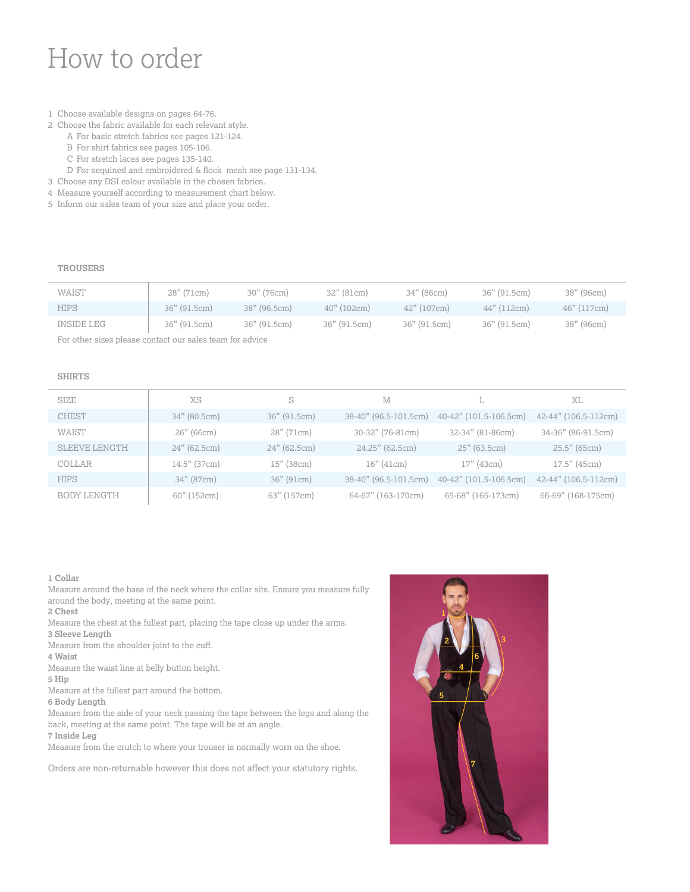# How to order

1 Choose available designs on pages 64-76.
2 Choose the fabric available for each relevant style.
   A For basic stretch fabrics see pages 121-124.
   B For shirt fabrics see pages 105-106.
   C For stretch laces see pages 135-140.
   D For sequined and embroidered & flock mesh see page 131-134.
3 Choose any DSI colour available in the chosen fabrics.
4 Measure yourself according to measurement chart below.
5 Inform our sales team of your size and place your order.

### TROUSERS

| WAIST | 28" (71cm) | 30" (76cm) | 32" (81cm) | 34" (86cm) | 36" (91.5cm) | 38" (96cm) |
|---|---|---|---|---|---|---|
| HIPS | 36" (91.5cm) | 38" (96.5cm) | 40" (102cm) | 42" (107cm) | 44" (112cm) | 46" (117cm) |
| INSIDE LEG | 36" (91.5cm) | 36" (91.5cm) | 36" (91.5cm) | 36" (91.5cm) | 36" (91.5cm) | 38" (96cm) |

For other sizes please contact our sales team for advice

### SHIRTS

| SIZE | XS | S | M | L | XL |
|---|---|---|---|---|---|
| CHEST | 34" (80.5cm) | 36" (91.5cm) | 38-40" (96.5-101.5cm) | 40-42" (101.5-106.5cm) | 42-44" (106.5-112cm) |
| WAIST | 26" (66cm) | 28" (71cm) | 30-32" (76-81cm) | 32-34" (81-86cm) | 34-36" (86-91.5cm) |
| SLEEVE LENGTH | 24" (62.5cm) | 24" (62.5cm) | 24.25" (62.5cm) | 25" (63.5cm) | 25.5" (65cm) |
| COLLAR | 14.5" (37cm) | 15" (38cm) | 16" (41cm) | 17" (43cm) | 17.5" (45cm) |
| HIPS | 34" (87cm) | 36" (91cm) | 38-40" (96.5-101.5cm) | 40-42" (101.5-106.5cm) | 42-44" (106.5-112cm) |
| BODY LENGTH | 60" (152cm) | 63" (157cm) | 64-67" (163-170cm) | 65-68" (165-173cm) | 66-69" (168-175cm) |

**1 Collar**
Measure around the base of the neck where the collar sits. Ensure you measure fully around the body, meeting at the same point.

**2 Chest**
Measure the chest at the fullest part, placing the tape close up under the arms.

**3 Sleeve Length**
Measure from the shoulder joint to the cuff.

**4 Waist**
Measure the waist line at belly button height.

**5 Hip**
Measure at the fullest part around the bottom.

**6 Body Length**
Measure from the side of your neck passing the tape between the legs and along the back, meeting at the same point. The tape will be at an angle.

**7 Inside Leg**
Measure from the crutch to where your trouser is normally worn on the shoe.

Orders are non-returnable however this does not affect your statutory rights.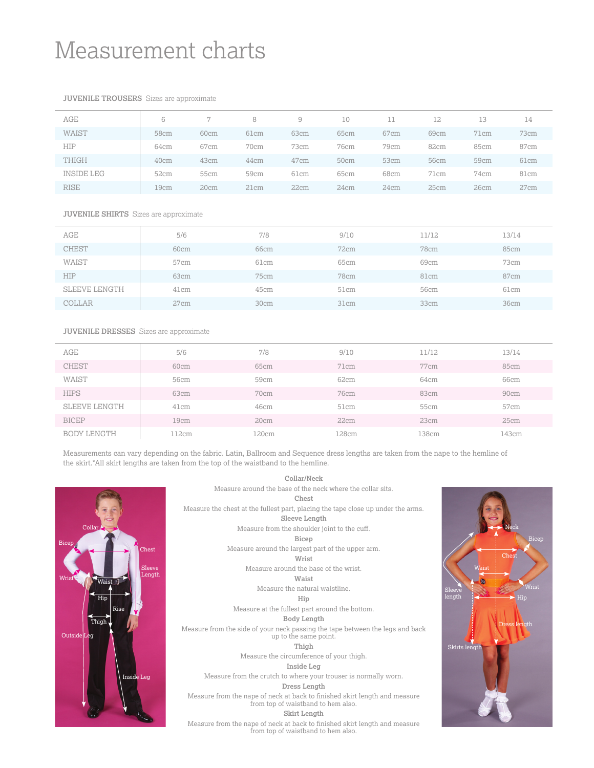# Measurement charts

**JUVENILE TROUSERS** Sizes are approximate

| AGE | 6 | 7 | 8 | 9 | 10 | 11 | 12 | 13 | 14 |
|---|---|---|---|---|---|---|---|---|---|
| WAIST | 58cm | 60cm | 61cm | 63cm | 65cm | 67cm | 69cm | 71cm | 73cm |
| HIP | 64cm | 67cm | 70cm | 73cm | 76cm | 79cm | 82cm | 85cm | 87cm |
| THIGH | 40cm | 43cm | 44cm | 47cm | 50cm | 53cm | 56cm | 59cm | 61cm |
| INSIDE LEG | 52cm | 55cm | 59cm | 61cm | 65cm | 68cm | 71cm | 74cm | 81cm |
| RISE | 19cm | 20cm | 21cm | 22cm | 24cm | 24cm | 25cm | 26cm | 27cm |

**JUVENILE SHIRTS** Sizes are approximate

| AGE | 5/6 | 7/8 | 9/10 | 11/12 | 13/14 |
|---|---|---|---|---|---|
| CHEST | 60cm | 66cm | 72cm | 78cm | 85cm |
| WAIST | 57cm | 61cm | 65cm | 69cm | 73cm |
| HIP | 63cm | 75cm | 78cm | 81cm | 87cm |
| SLEEVE LENGTH | 41cm | 45cm | 51cm | 56cm | 61cm |
| COLLAR | 27cm | 30cm | 31cm | 33cm | 36cm |

**JUVENILE DRESSES** Sizes are approximate

| AGE | 5/6 | 7/8 | 9/10 | 11/12 | 13/14 |
|---|---|---|---|---|---|
| CHEST | 60cm | 65cm | 71cm | 77cm | 85cm |
| WAIST | 56cm | 59cm | 62cm | 64cm | 66cm |
| HIPS | 63cm | 70cm | 76cm | 83cm | 90cm |
| SLEEVE LENGTH | 41cm | 46cm | 51cm | 55cm | 57cm |
| BICEP | 19cm | 20cm | 22cm | 23cm | 25cm |
| BODY LENGTH | 112cm | 120cm | 128cm | 138cm | 143cm |

Measurements can vary depending on the fabric. Latin, Ballroom and Sequence dress lengths are taken from the nape to the hemline of the skirt.*All skirt lengths are taken from the top of the waistband to the hemline.

Collar
Bicep
Chest
Sleeve Length
Wrist
Waist
Hip
Rise
Thigh
Outside Leg
Inside Leg

**Collar/Neck**
Measure around the base of the neck where the collar sits.

**Chest**
Measure the chest at the fullest part, placing the tape close up under the arms.

**Sleeve Length**
Measure from the shoulder joint to the cuff.

**Bicep**
Measure around the largest part of the upper arm.

**Wrist**
Measure around the base of the wrist.

**Waist**
Measure the natural waistline.

**Hip**
Measure at the fullest part around the bottom.

**Body Length**
Measure from the side of your neck passing the tape between the legs and back up to the same point.

**Thigh**
Measure the circumference of your thigh.

**Inside Leg**
Measure from the crutch to where your trouser is normally worn.

**Dress Length**
Measure from the nape of neck at back to finished skirt length and measure from top of waistband to hem also.

**Skirt Length**
Measure from the nape of neck at back to finished skirt length and measure from top of waistband to hem also.

Neck
Bicep
Chest
Waist
Wrist
Sleeve length
Hip
Dress length
Skirts length